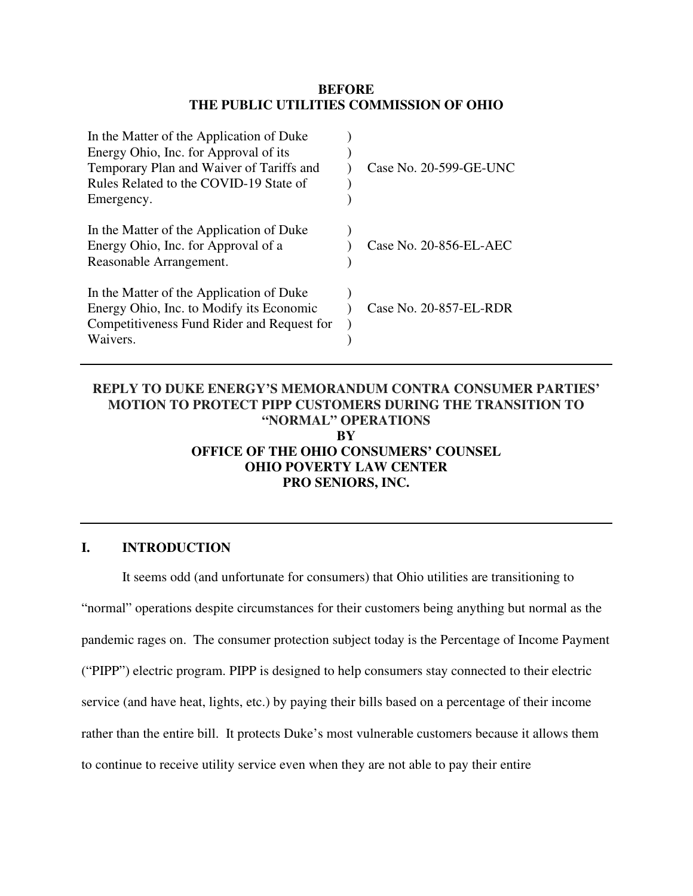**BEFORE**
**THE PUBLIC UTILITIES COMMISSION OF OHIO**

| | | |
|---|---|---|
| In the Matter of the Application of Duke Energy Ohio, Inc. for Approval of its Temporary Plan and Waiver of Tariffs and Rules Related to the COVID-19 State of Emergency. | ) | Case No. 20-599-GE-UNC |
| In the Matter of the Application of Duke Energy Ohio, Inc. for Approval of a Reasonable Arrangement. | ) | Case No. 20-856-EL-AEC |
| In the Matter of the Application of Duke Energy Ohio, Inc. to Modify its Economic Competitiveness Fund Rider and Request for Waivers. | ) | Case No. 20-857-EL-RDR |

---

**REPLY TO DUKE ENERGY'S MEMORANDUM CONTRA CONSUMER PARTIES' MOTION TO PROTECT PIPP CUSTOMERS DURING THE TRANSITION TO "NORMAL" OPERATIONS**
**BY**
**OFFICE OF THE OHIO CONSUMERS' COUNSEL**
**OHIO POVERTY LAW CENTER**
**PRO SENIORS, INC.**

---

## I. INTRODUCTION

It seems odd (and unfortunate for consumers) that Ohio utilities are transitioning to "normal" operations despite circumstances for their customers being anything but normal as the pandemic rages on. The consumer protection subject today is the Percentage of Income Payment ("PIPP") electric program. PIPP is designed to help consumers stay connected to their electric service (and have heat, lights, etc.) by paying their bills based on a percentage of their income rather than the entire bill. It protects Duke's most vulnerable customers because it allows them to continue to receive utility service even when they are not able to pay their entire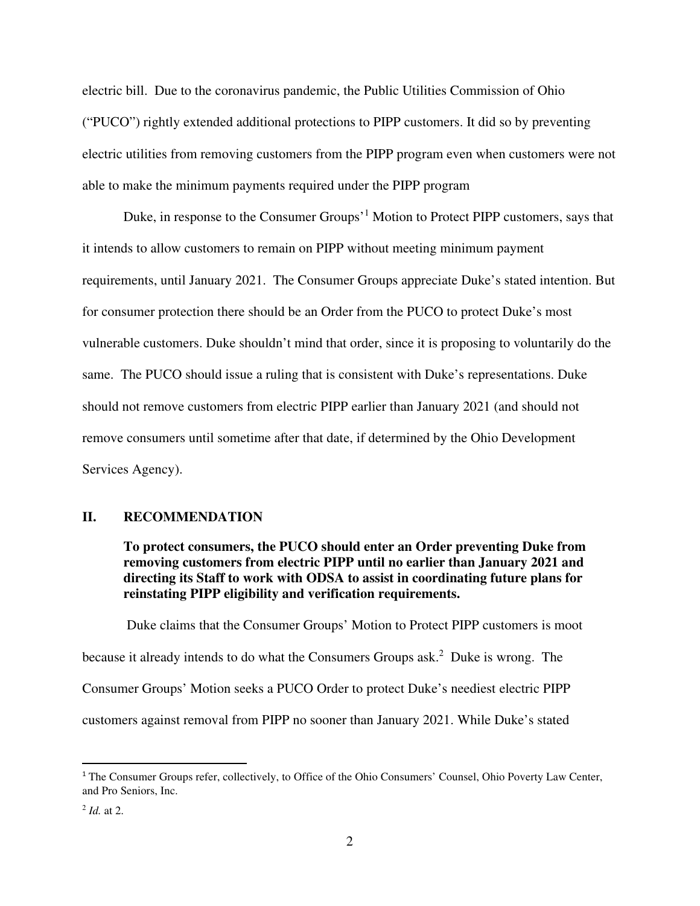electric bill. Due to the coronavirus pandemic, the Public Utilities Commission of Ohio ("PUCO") rightly extended additional protections to PIPP customers. It did so by preventing electric utilities from removing customers from the PIPP program even when customers were not able to make the minimum payments required under the PIPP program

Duke, in response to the Consumer Groups'[1] Motion to Protect PIPP customers, says that it intends to allow customers to remain on PIPP without meeting minimum payment requirements, until January 2021. The Consumer Groups appreciate Duke's stated intention. But for consumer protection there should be an Order from the PUCO to protect Duke's most vulnerable customers. Duke shouldn't mind that order, since it is proposing to voluntarily do the same. The PUCO should issue a ruling that is consistent with Duke's representations. Duke should not remove customers from electric PIPP earlier than January 2021 (and should not remove consumers until sometime after that date, if determined by the Ohio Development Services Agency).

## II. RECOMMENDATION

**To protect consumers, the PUCO should enter an Order preventing Duke from removing customers from electric PIPP until no earlier than January 2021 and directing its Staff to work with ODSA to assist in coordinating future plans for reinstating PIPP eligibility and verification requirements.**

Duke claims that the Consumer Groups' Motion to Protect PIPP customers is moot because it already intends to do what the Consumers Groups ask.[2] Duke is wrong. The Consumer Groups' Motion seeks a PUCO Order to protect Duke's neediest electric PIPP customers against removal from PIPP no sooner than January 2021. While Duke's stated

---

[1] The Consumer Groups refer, collectively, to Office of the Ohio Consumers' Counsel, Ohio Poverty Law Center, and Pro Seniors, Inc.

[2] *Id.* at 2.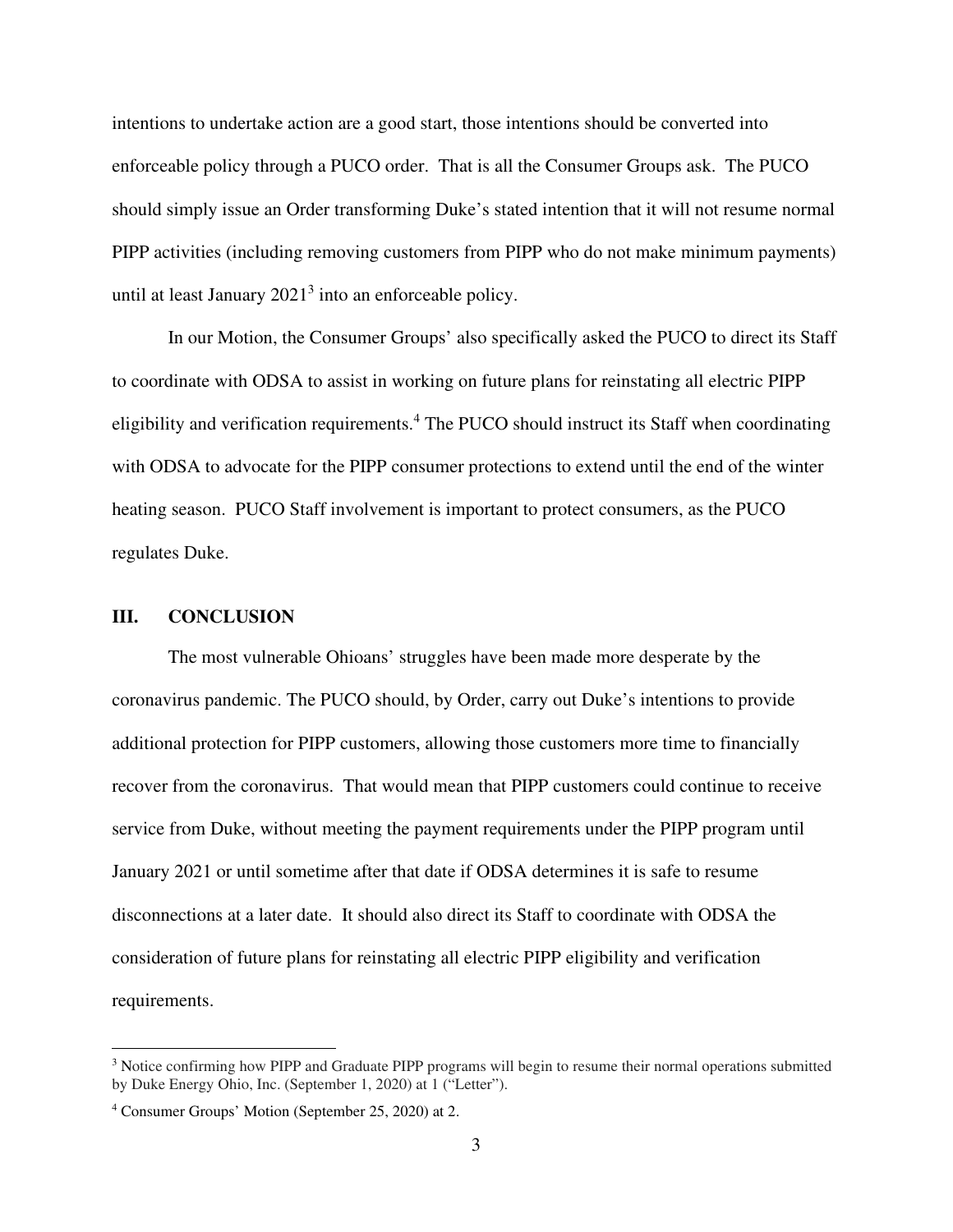intentions to undertake action are a good start, those intentions should be converted into enforceable policy through a PUCO order. That is all the Consumer Groups ask. The PUCO should simply issue an Order transforming Duke's stated intention that it will not resume normal PIPP activities (including removing customers from PIPP who do not make minimum payments) until at least January 2021[3] into an enforceable policy.

In our Motion, the Consumer Groups' also specifically asked the PUCO to direct its Staff to coordinate with ODSA to assist in working on future plans for reinstating all electric PIPP eligibility and verification requirements.[4] The PUCO should instruct its Staff when coordinating with ODSA to advocate for the PIPP consumer protections to extend until the end of the winter heating season. PUCO Staff involvement is important to protect consumers, as the PUCO regulates Duke.

## III. CONCLUSION

The most vulnerable Ohioans' struggles have been made more desperate by the coronavirus pandemic. The PUCO should, by Order, carry out Duke's intentions to provide additional protection for PIPP customers, allowing those customers more time to financially recover from the coronavirus. That would mean that PIPP customers could continue to receive service from Duke, without meeting the payment requirements under the PIPP program until January 2021 or until sometime after that date if ODSA determines it is safe to resume disconnections at a later date. It should also direct its Staff to coordinate with ODSA the consideration of future plans for reinstating all electric PIPP eligibility and verification requirements.

---

[3] Notice confirming how PIPP and Graduate PIPP programs will begin to resume their normal operations submitted by Duke Energy Ohio, Inc. (September 1, 2020) at 1 ("Letter").

[4] Consumer Groups' Motion (September 25, 2020) at 2.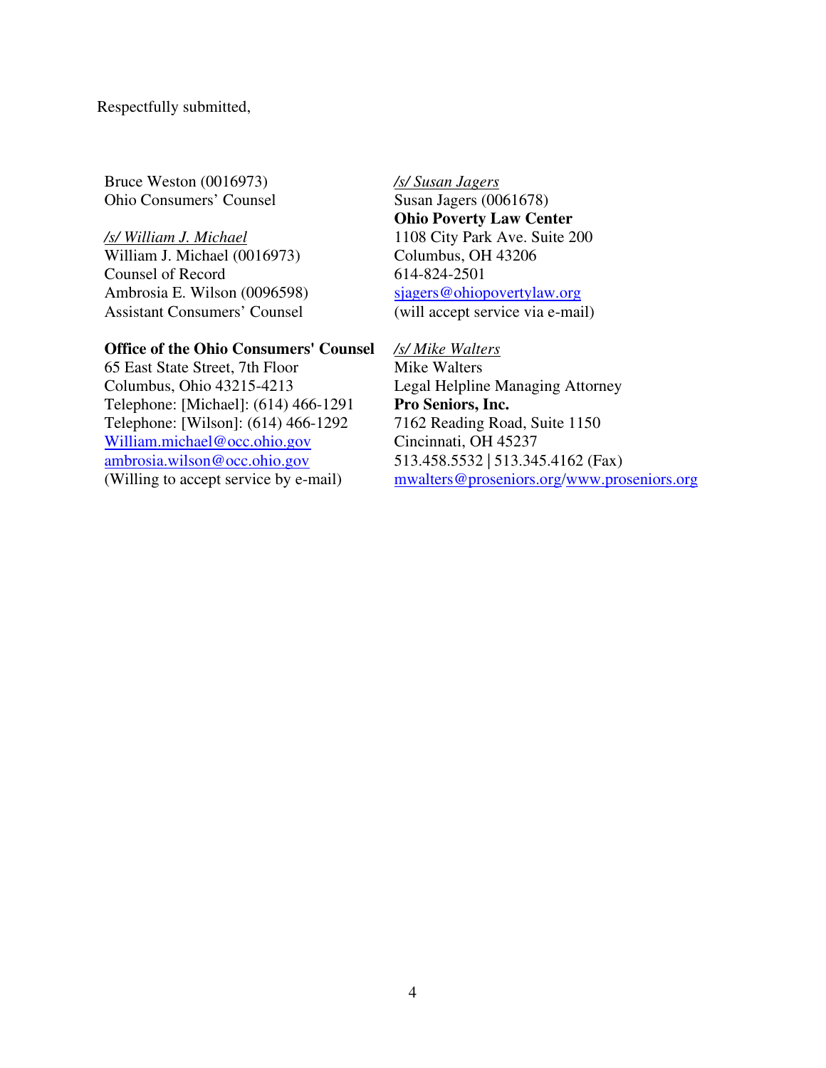Respectfully submitted,

Bruce Weston (0016973)
Ohio Consumers' Counsel

*/s/ William J. Michael*
William J. Michael (0016973)
Counsel of Record
Ambrosia E. Wilson (0096598)
Assistant Consumers' Counsel

**Office of the Ohio Consumers' Counsel**
65 East State Street, 7th Floor
Columbus, Ohio 43215-4213
Telephone: [Michael]: (614) 466-1291
Telephone: [Wilson]: (614) 466-1292
William.michael@occ.ohio.gov
ambrosia.wilson@occ.ohio.gov
(Willing to accept service by e-mail)

*/s/ Susan Jagers*
Susan Jagers (0061678)
**Ohio Poverty Law Center**
1108 City Park Ave. Suite 200
Columbus, OH 43206
614-824-2501
sjagers@ohiopovertylaw.org
(will accept service via e-mail)

*/s/ Mike Walters*
Mike Walters
Legal Helpline Managing Attorney
**Pro Seniors, Inc.**
7162 Reading Road, Suite 1150
Cincinnati, OH 45237
513.458.5532 | 513.345.4162 (Fax)
mwalters@proseniors.org/www.proseniors.org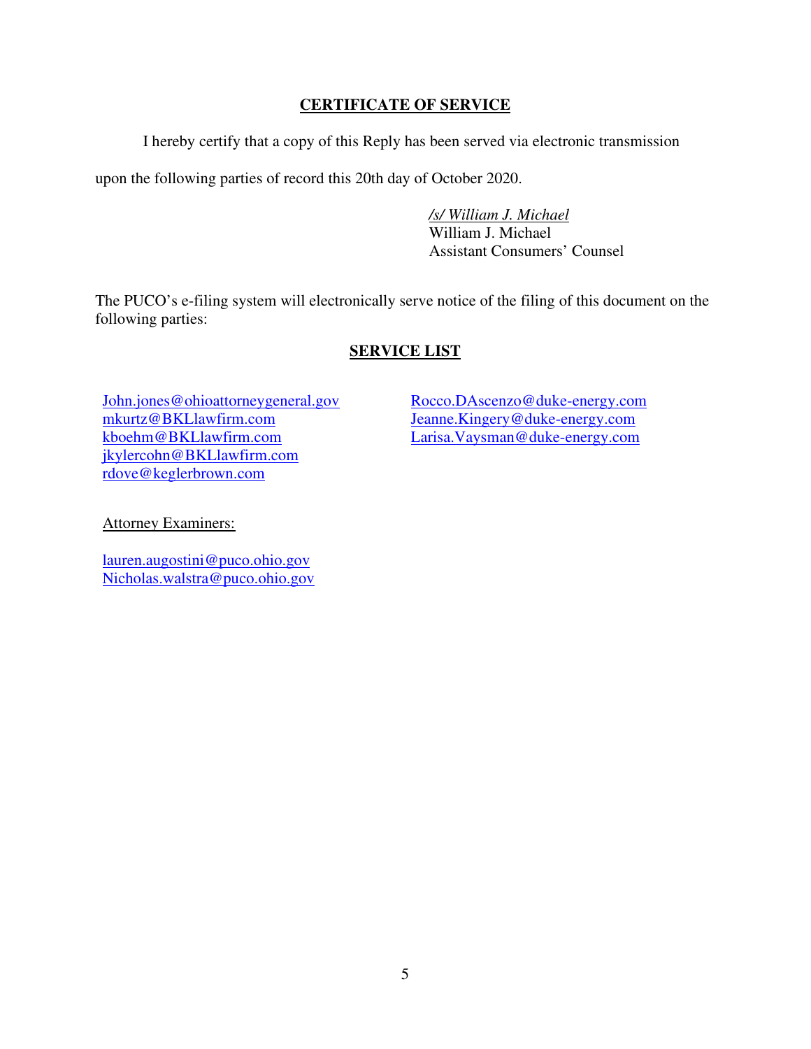## CERTIFICATE OF SERVICE

I hereby certify that a copy of this Reply has been served via electronic transmission upon the following parties of record this 20th day of October 2020.

*/s/ William J. Michael*
William J. Michael
Assistant Consumers' Counsel

The PUCO's e-filing system will electronically serve notice of the filing of this document on the following parties:

## SERVICE LIST

John.jones@ohioattorneygeneral.gov
mkurtz@BKLlawfirm.com
kboehm@BKLlawfirm.com
jkylercohn@BKLlawfirm.com
rdove@keglerbrown.com

Rocco.DAscenzo@duke-energy.com
Jeanne.Kingery@duke-energy.com
Larisa.Vaysman@duke-energy.com

Attorney Examiners:

lauren.augostini@puco.ohio.gov
Nicholas.walstra@puco.ohio.gov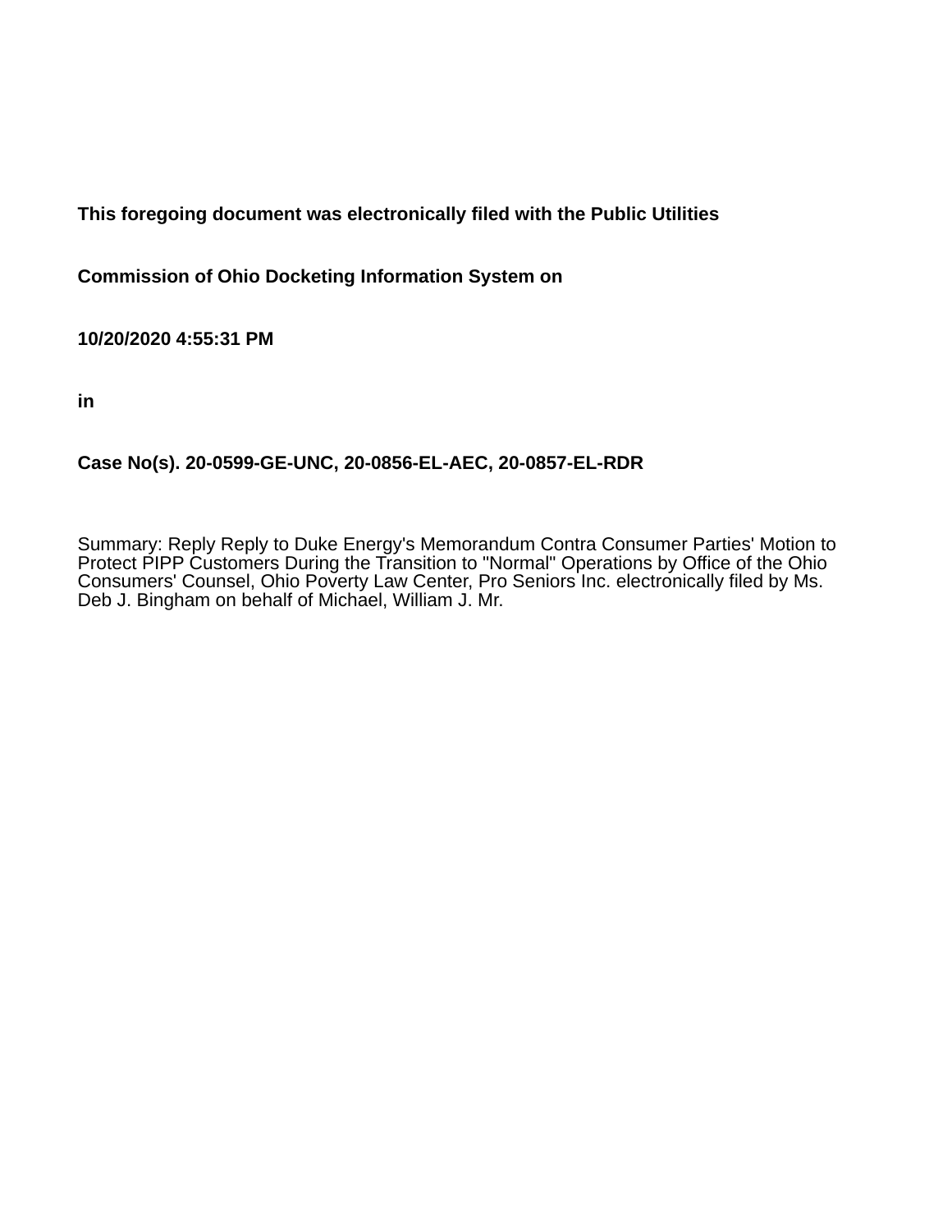**This foregoing document was electronically filed with the Public Utilities**

**Commission of Ohio Docketing Information System on**

**10/20/2020 4:55:31 PM**

**in**

**Case No(s). 20-0599-GE-UNC, 20-0856-EL-AEC, 20-0857-EL-RDR**

Summary: Reply Reply to Duke Energy's Memorandum Contra Consumer Parties' Motion to Protect PIPP Customers During the Transition to "Normal" Operations by Office of the Ohio Consumers' Counsel, Ohio Poverty Law Center, Pro Seniors Inc. electronically filed by Ms. Deb J. Bingham on behalf of Michael, William J. Mr.